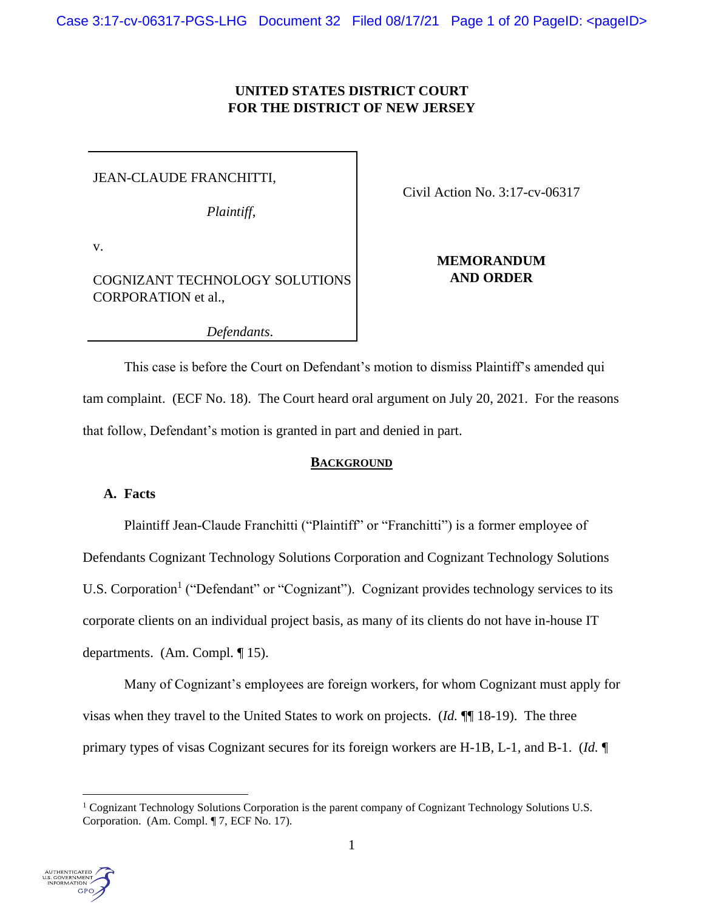# UNITED STATES DISTRICT COURT
# FOR THE DISTRICT OF NEW JERSEY

JEAN-CLAUDE FRANCHITTI,

*Plaintiff*,

v.

COGNIZANT TECHNOLOGY SOLUTIONS CORPORATION et al.,

*Defendants*.

Civil Action No. 3:17-cv-06317

**MEMORANDUM AND ORDER**

This case is before the Court on Defendant's motion to dismiss Plaintiff's amended qui tam complaint. (ECF No. 18). The Court heard oral argument on July 20, 2021. For the reasons that follow, Defendant's motion is granted in part and denied in part.

## BACKGROUND

### A. Facts

Plaintiff Jean-Claude Franchitti ("Plaintiff" or "Franchitti") is a former employee of Defendants Cognizant Technology Solutions Corporation and Cognizant Technology Solutions U.S. Corporation[1] ("Defendant" or "Cognizant"). Cognizant provides technology services to its corporate clients on an individual project basis, as many of its clients do not have in-house IT departments. (Am. Compl. ¶ 15).

Many of Cognizant's employees are foreign workers, for whom Cognizant must apply for visas when they travel to the United States to work on projects. (*Id.* ¶¶ 18-19). The three primary types of visas Cognizant secures for its foreign workers are H-1B, L-1, and B-1. (*Id.* ¶

---

[1] Cognizant Technology Solutions Corporation is the parent company of Cognizant Technology Solutions U.S. Corporation. (Am. Compl. ¶ 7, ECF No. 17).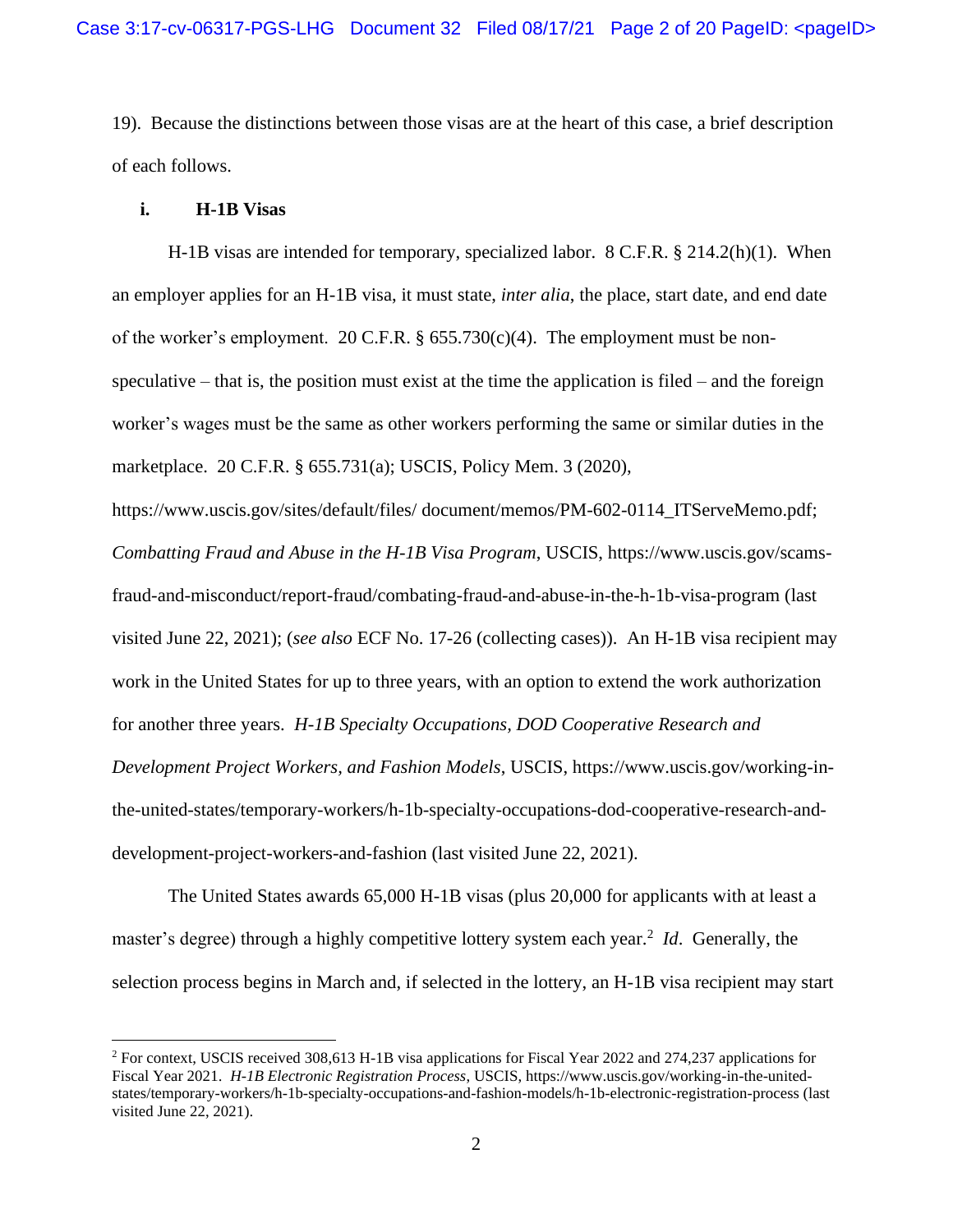19). Because the distinctions between those visas are at the heart of this case, a brief description of each follows.

### i. H-1B Visas

H-1B visas are intended for temporary, specialized labor. 8 C.F.R. § 214.2(h)(1). When an employer applies for an H-1B visa, it must state, *inter alia*, the place, start date, and end date of the worker's employment. 20 C.F.R. § 655.730(c)(4). The employment must be non-speculative – that is, the position must exist at the time the application is filed – and the foreign worker's wages must be the same as other workers performing the same or similar duties in the marketplace. 20 C.F.R. § 655.731(a); USCIS, Policy Mem. 3 (2020), https://www.uscis.gov/sites/default/files/ document/memos/PM-602-0114_ITServeMemo.pdf; *Combatting Fraud and Abuse in the H-1B Visa Program*, USCIS, https://www.uscis.gov/scams-fraud-and-misconduct/report-fraud/combating-fraud-and-abuse-in-the-h-1b-visa-program (last visited June 22, 2021); (*see also* ECF No. 17-26 (collecting cases)). An H-1B visa recipient may work in the United States for up to three years, with an option to extend the work authorization for another three years. *H-1B Specialty Occupations, DOD Cooperative Research and Development Project Workers, and Fashion Models*, USCIS, https://www.uscis.gov/working-in-the-united-states/temporary-workers/h-1b-specialty-occupations-dod-cooperative-research-and-development-project-workers-and-fashion (last visited June 22, 2021).

The United States awards 65,000 H-1B visas (plus 20,000 for applicants with at least a master's degree) through a highly competitive lottery system each year.[2] *Id*. Generally, the selection process begins in March and, if selected in the lottery, an H-1B visa recipient may start

---

[2] For context, USCIS received 308,613 H-1B visa applications for Fiscal Year 2022 and 274,237 applications for Fiscal Year 2021. *H-1B Electronic Registration Process*, USCIS, https://www.uscis.gov/working-in-the-united-states/temporary-workers/h-1b-specialty-occupations-and-fashion-models/h-1b-electronic-registration-process (last visited June 22, 2021).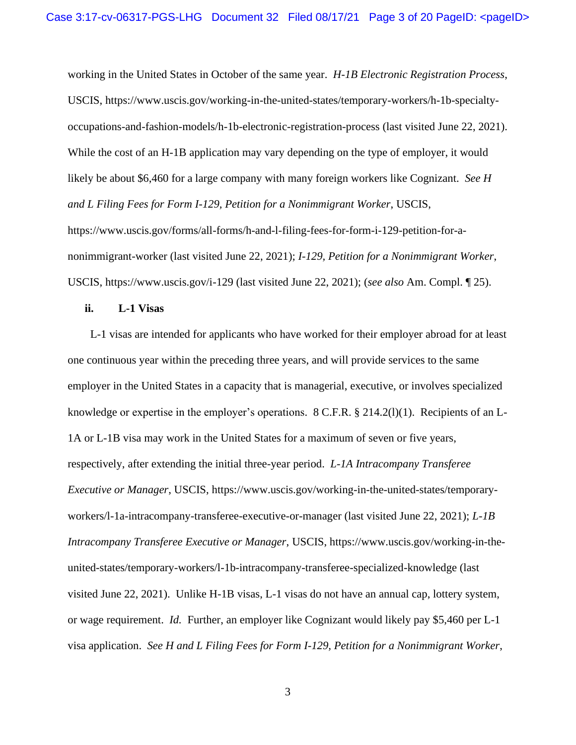working in the United States in October of the same year. *H-1B Electronic Registration Process*, USCIS, https://www.uscis.gov/working-in-the-united-states/temporary-workers/h-1b-specialty-occupations-and-fashion-models/h-1b-electronic-registration-process (last visited June 22, 2021). While the cost of an H-1B application may vary depending on the type of employer, it would likely be about $6,460 for a large company with many foreign workers like Cognizant. *See H and L Filing Fees for Form I-129, Petition for a Nonimmigrant Worker*, USCIS, https://www.uscis.gov/forms/all-forms/h-and-l-filing-fees-for-form-i-129-petition-for-a-nonimmigrant-worker (last visited June 22, 2021); *I-129, Petition for a Nonimmigrant Worker*, USCIS, https://www.uscis.gov/i-129 (last visited June 22, 2021); (*see also* Am. Compl. ¶ 25).

**ii. L-1 Visas**

L-1 visas are intended for applicants who have worked for their employer abroad for at least one continuous year within the preceding three years, and will provide services to the same employer in the United States in a capacity that is managerial, executive, or involves specialized knowledge or expertise in the employer's operations. 8 C.F.R. § 214.2(l)(1). Recipients of an L-1A or L-1B visa may work in the United States for a maximum of seven or five years, respectively, after extending the initial three-year period. *L-1A Intracompany Transferee Executive or Manager*, USCIS, https://www.uscis.gov/working-in-the-united-states/temporary-workers/l-1a-intracompany-transferee-executive-or-manager (last visited June 22, 2021); *L-1B Intracompany Transferee Executive or Manager*, USCIS, https://www.uscis.gov/working-in-the-united-states/temporary-workers/l-1b-intracompany-transferee-specialized-knowledge (last visited June 22, 2021). Unlike H-1B visas, L-1 visas do not have an annual cap, lottery system, or wage requirement. *Id.* Further, an employer like Cognizant would likely pay $5,460 per L-1 visa application. *See H and L Filing Fees for Form I-129, Petition for a Nonimmigrant Worker*,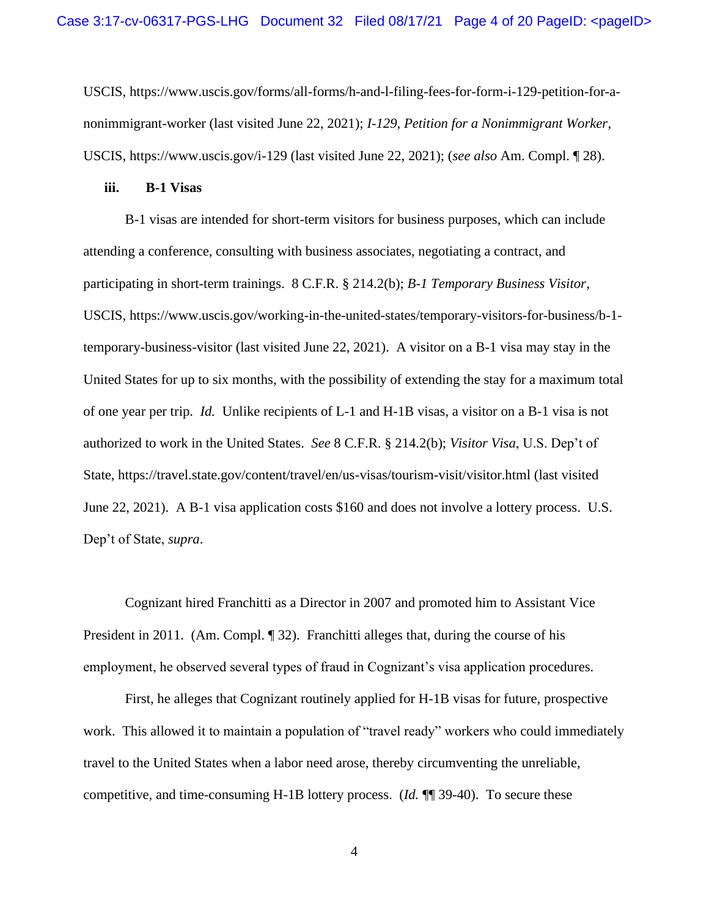USCIS, https://www.uscis.gov/forms/all-forms/h-and-l-filing-fees-for-form-i-129-petition-for-a-nonimmigrant-worker (last visited June 22, 2021); *I-129, Petition for a Nonimmigrant Worker*, USCIS, https://www.uscis.gov/i-129 (last visited June 22, 2021); (*see also* Am. Compl. ¶ 28).

**iii. B-1 Visas**

B-1 visas are intended for short-term visitors for business purposes, which can include attending a conference, consulting with business associates, negotiating a contract, and participating in short-term trainings. 8 C.F.R. § 214.2(b); *B-1 Temporary Business Visitor*, USCIS, https://www.uscis.gov/working-in-the-united-states/temporary-visitors-for-business/b-1-temporary-business-visitor (last visited June 22, 2021). A visitor on a B-1 visa may stay in the United States for up to six months, with the possibility of extending the stay for a maximum total of one year per trip. *Id.* Unlike recipients of L-1 and H-1B visas, a visitor on a B-1 visa is not authorized to work in the United States. *See* 8 C.F.R. § 214.2(b); *Visitor Visa*, U.S. Dep't of State, https://travel.state.gov/content/travel/en/us-visas/tourism-visit/visitor.html (last visited June 22, 2021). A B-1 visa application costs $160 and does not involve a lottery process. U.S. Dep't of State, *supra*.

Cognizant hired Franchitti as a Director in 2007 and promoted him to Assistant Vice President in 2011. (Am. Compl. ¶ 32). Franchitti alleges that, during the course of his employment, he observed several types of fraud in Cognizant's visa application procedures.

First, he alleges that Cognizant routinely applied for H-1B visas for future, prospective work. This allowed it to maintain a population of "travel ready" workers who could immediately travel to the United States when a labor need arose, thereby circumventing the unreliable, competitive, and time-consuming H-1B lottery process. (*Id.* ¶¶ 39-40). To secure these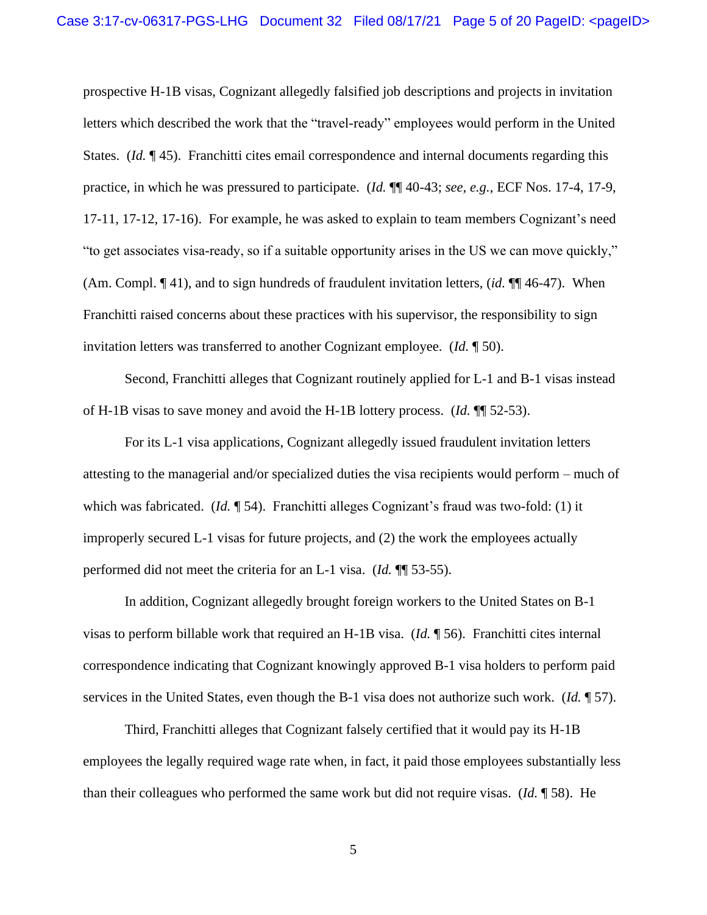prospective H-1B visas, Cognizant allegedly falsified job descriptions and projects in invitation letters which described the work that the "travel-ready" employees would perform in the United States. (*Id.* ¶ 45). Franchitti cites email correspondence and internal documents regarding this practice, in which he was pressured to participate. (*Id.* ¶¶ 40-43; *see, e.g.*, ECF Nos. 17-4, 17-9, 17-11, 17-12, 17-16). For example, he was asked to explain to team members Cognizant's need "to get associates visa-ready, so if a suitable opportunity arises in the US we can move quickly," (Am. Compl. ¶ 41), and to sign hundreds of fraudulent invitation letters, (*id.* ¶¶ 46-47). When Franchitti raised concerns about these practices with his supervisor, the responsibility to sign invitation letters was transferred to another Cognizant employee. (*Id.* ¶ 50).

Second, Franchitti alleges that Cognizant routinely applied for L-1 and B-1 visas instead of H-1B visas to save money and avoid the H-1B lottery process. (*Id.* ¶¶ 52-53).

For its L-1 visa applications, Cognizant allegedly issued fraudulent invitation letters attesting to the managerial and/or specialized duties the visa recipients would perform – much of which was fabricated. (*Id.* ¶ 54). Franchitti alleges Cognizant's fraud was two-fold: (1) it improperly secured L-1 visas for future projects, and (2) the work the employees actually performed did not meet the criteria for an L-1 visa. (*Id.* ¶¶ 53-55).

In addition, Cognizant allegedly brought foreign workers to the United States on B-1 visas to perform billable work that required an H-1B visa. (*Id.* ¶ 56). Franchitti cites internal correspondence indicating that Cognizant knowingly approved B-1 visa holders to perform paid services in the United States, even though the B-1 visa does not authorize such work. (*Id.* ¶ 57).

Third, Franchitti alleges that Cognizant falsely certified that it would pay its H-1B employees the legally required wage rate when, in fact, it paid those employees substantially less than their colleagues who performed the same work but did not require visas. (*Id.* ¶ 58). He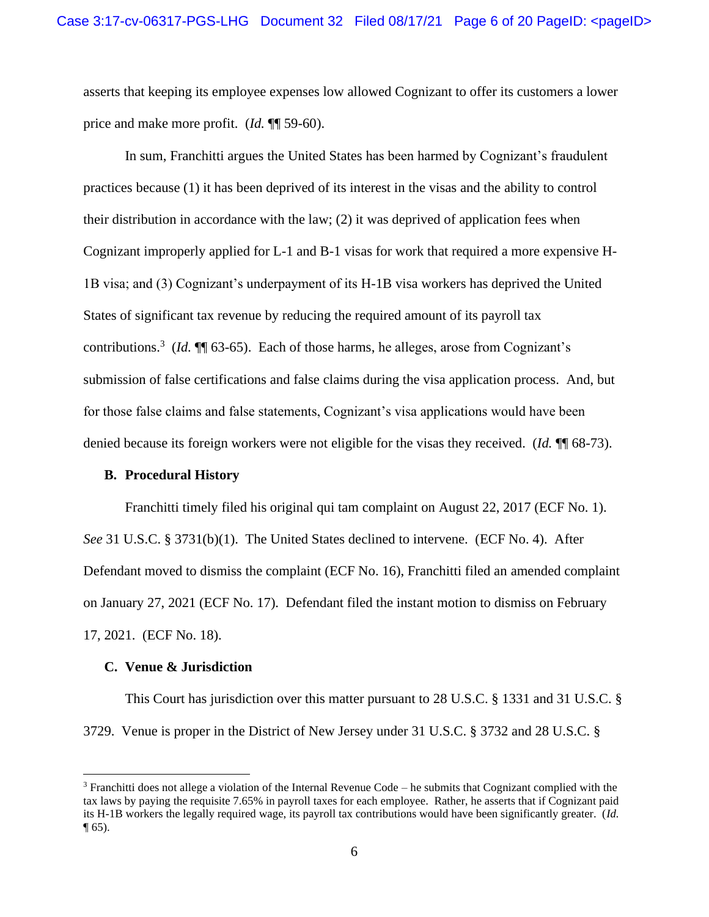asserts that keeping its employee expenses low allowed Cognizant to offer its customers a lower price and make more profit. (*Id.* ¶¶ 59-60).

In sum, Franchitti argues the United States has been harmed by Cognizant's fraudulent practices because (1) it has been deprived of its interest in the visas and the ability to control their distribution in accordance with the law; (2) it was deprived of application fees when Cognizant improperly applied for L-1 and B-1 visas for work that required a more expensive H-1B visa; and (3) Cognizant's underpayment of its H-1B visa workers has deprived the United States of significant tax revenue by reducing the required amount of its payroll tax contributions.[3] (*Id.* ¶¶ 63-65). Each of those harms, he alleges, arose from Cognizant's submission of false certifications and false claims during the visa application process. And, but for those false claims and false statements, Cognizant's visa applications would have been denied because its foreign workers were not eligible for the visas they received. (*Id.* ¶¶ 68-73).

### B. Procedural History

Franchitti timely filed his original qui tam complaint on August 22, 2017 (ECF No. 1). *See* 31 U.S.C. § 3731(b)(1). The United States declined to intervene. (ECF No. 4). After Defendant moved to dismiss the complaint (ECF No. 16), Franchitti filed an amended complaint on January 27, 2021 (ECF No. 17). Defendant filed the instant motion to dismiss on February 17, 2021. (ECF No. 18).

### C. Venue & Jurisdiction

This Court has jurisdiction over this matter pursuant to 28 U.S.C. § 1331 and 31 U.S.C. § 3729. Venue is proper in the District of New Jersey under 31 U.S.C. § 3732 and 28 U.S.C. §

[3] Franchitti does not allege a violation of the Internal Revenue Code – he submits that Cognizant complied with the tax laws by paying the requisite 7.65% in payroll taxes for each employee. Rather, he asserts that if Cognizant paid its H-1B workers the legally required wage, its payroll tax contributions would have been significantly greater. (*Id.* ¶ 65).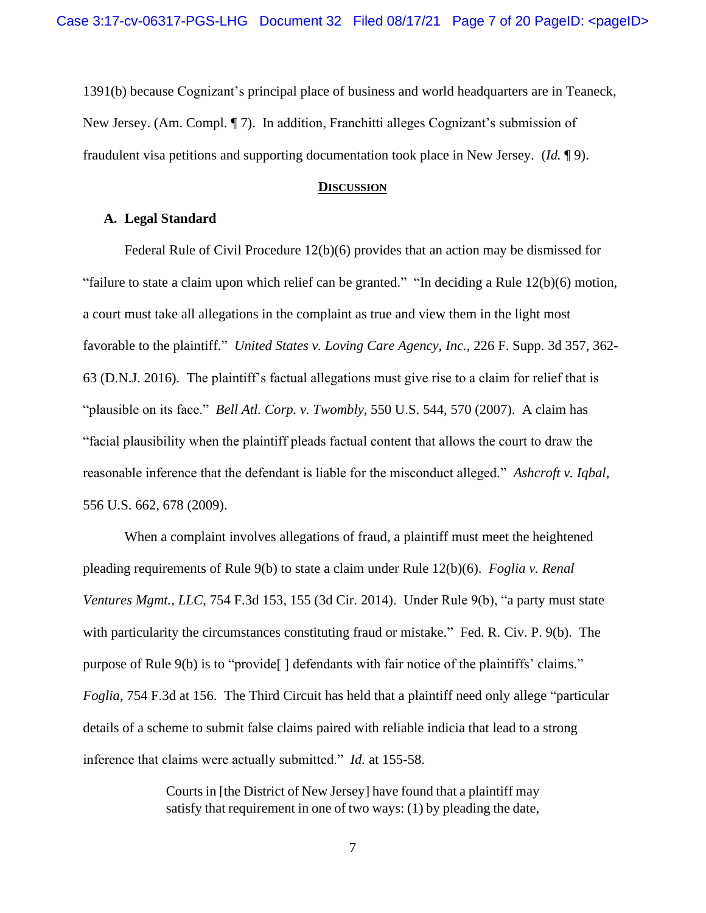1391(b) because Cognizant's principal place of business and world headquarters are in Teaneck, New Jersey. (Am. Compl. ¶ 7). In addition, Franchitti alleges Cognizant's submission of fraudulent visa petitions and supporting documentation took place in New Jersey. (*Id.* ¶ 9).

## **DISCUSSION**

### A. Legal Standard

Federal Rule of Civil Procedure 12(b)(6) provides that an action may be dismissed for "failure to state a claim upon which relief can be granted." "In deciding a Rule 12(b)(6) motion, a court must take all allegations in the complaint as true and view them in the light most favorable to the plaintiff." *United States v. Loving Care Agency, Inc.*, 226 F. Supp. 3d 357, 362-63 (D.N.J. 2016). The plaintiff's factual allegations must give rise to a claim for relief that is "plausible on its face." *Bell Atl. Corp. v. Twombly*, 550 U.S. 544, 570 (2007). A claim has "facial plausibility when the plaintiff pleads factual content that allows the court to draw the reasonable inference that the defendant is liable for the misconduct alleged." *Ashcroft v. Iqbal*, 556 U.S. 662, 678 (2009).

When a complaint involves allegations of fraud, a plaintiff must meet the heightened pleading requirements of Rule 9(b) to state a claim under Rule 12(b)(6). *Foglia v. Renal Ventures Mgmt., LLC*, 754 F.3d 153, 155 (3d Cir. 2014). Under Rule 9(b), "a party must state with particularity the circumstances constituting fraud or mistake." Fed. R. Civ. P. 9(b). The purpose of Rule 9(b) is to "provide[ ] defendants with fair notice of the plaintiffs' claims." *Foglia*, 754 F.3d at 156. The Third Circuit has held that a plaintiff need only allege "particular details of a scheme to submit false claims paired with reliable indicia that lead to a strong inference that claims were actually submitted." *Id.* at 155-58.

> Courts in [the District of New Jersey] have found that a plaintiff may satisfy that requirement in one of two ways: (1) by pleading the date,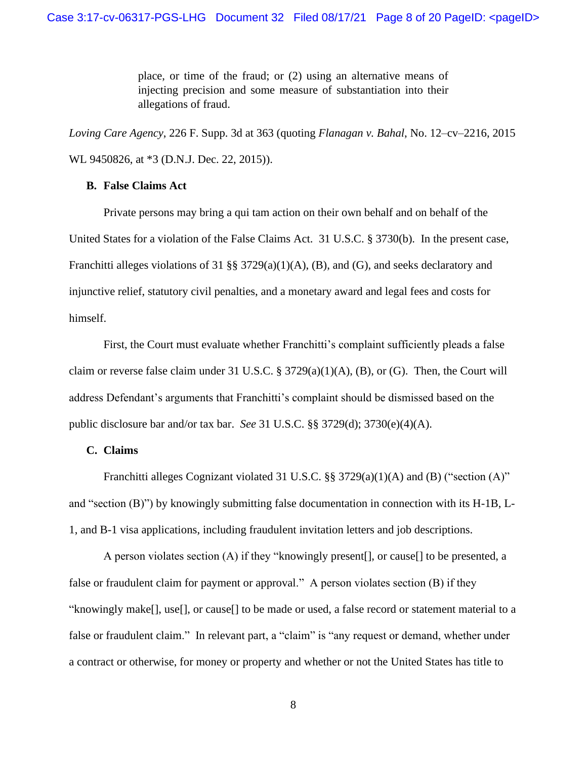> place, or time of the fraud; or (2) using an alternative means of injecting precision and some measure of substantiation into their allegations of fraud.

*Loving Care Agency*, 226 F. Supp. 3d at 363 (quoting *Flanagan v. Bahal*, No. 12–cv–2216, 2015 WL 9450826, at *3 (D.N.J. Dec. 22, 2015)).

### B. False Claims Act

Private persons may bring a qui tam action on their own behalf and on behalf of the United States for a violation of the False Claims Act. 31 U.S.C. § 3730(b). In the present case, Franchitti alleges violations of 31 §§ 3729(a)(1)(A), (B), and (G), and seeks declaratory and injunctive relief, statutory civil penalties, and a monetary award and legal fees and costs for himself.

First, the Court must evaluate whether Franchitti's complaint sufficiently pleads a false claim or reverse false claim under 31 U.S.C. § 3729(a)(1)(A), (B), or (G). Then, the Court will address Defendant's arguments that Franchitti's complaint should be dismissed based on the public disclosure bar and/or tax bar. *See* 31 U.S.C. §§ 3729(d); 3730(e)(4)(A).

### C. Claims

Franchitti alleges Cognizant violated 31 U.S.C. §§ 3729(a)(1)(A) and (B) ("section (A)" and "section (B)") by knowingly submitting false documentation in connection with its H-1B, L-1, and B-1 visa applications, including fraudulent invitation letters and job descriptions.

A person violates section (A) if they "knowingly present[], or cause[] to be presented, a false or fraudulent claim for payment or approval." A person violates section (B) if they "knowingly make[], use[], or cause[] to be made or used, a false record or statement material to a false or fraudulent claim." In relevant part, a "claim" is "any request or demand, whether under a contract or otherwise, for money or property and whether or not the United States has title to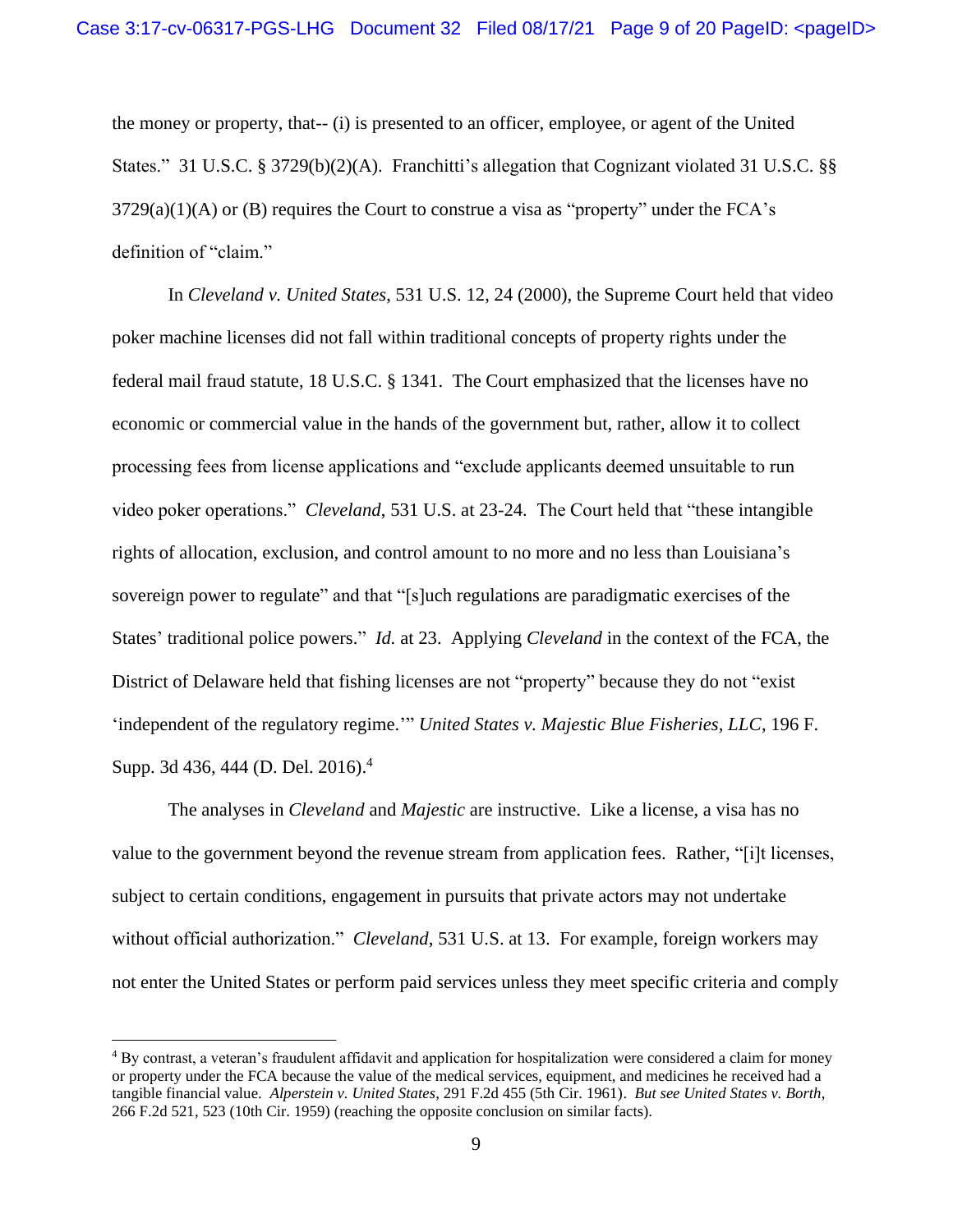the money or property, that-- (i) is presented to an officer, employee, or agent of the United States." 31 U.S.C. § 3729(b)(2)(A). Franchitti's allegation that Cognizant violated 31 U.S.C. §§ 3729(a)(1)(A) or (B) requires the Court to construe a visa as "property" under the FCA's definition of "claim."

In *Cleveland v. United States*, 531 U.S. 12, 24 (2000), the Supreme Court held that video poker machine licenses did not fall within traditional concepts of property rights under the federal mail fraud statute, 18 U.S.C. § 1341. The Court emphasized that the licenses have no economic or commercial value in the hands of the government but, rather, allow it to collect processing fees from license applications and "exclude applicants deemed unsuitable to run video poker operations." *Cleveland*, 531 U.S. at 23-24. The Court held that "these intangible rights of allocation, exclusion, and control amount to no more and no less than Louisiana's sovereign power to regulate" and that "[s]uch regulations are paradigmatic exercises of the States' traditional police powers." *Id.* at 23. Applying *Cleveland* in the context of the FCA, the District of Delaware held that fishing licenses are not "property" because they do not "exist 'independent of the regulatory regime.'" *United States v. Majestic Blue Fisheries, LLC*, 196 F. Supp. 3d 436, 444 (D. Del. 2016).[4]

The analyses in *Cleveland* and *Majestic* are instructive. Like a license, a visa has no value to the government beyond the revenue stream from application fees. Rather, "[i]t licenses, subject to certain conditions, engagement in pursuits that private actors may not undertake without official authorization." *Cleveland*, 531 U.S. at 13. For example, foreign workers may not enter the United States or perform paid services unless they meet specific criteria and comply

---

[4] By contrast, a veteran's fraudulent affidavit and application for hospitalization were considered a claim for money or property under the FCA because the value of the medical services, equipment, and medicines he received had a tangible financial value. *Alperstein v. United States*, 291 F.2d 455 (5th Cir. 1961). *But see United States v. Borth*, 266 F.2d 521, 523 (10th Cir. 1959) (reaching the opposite conclusion on similar facts).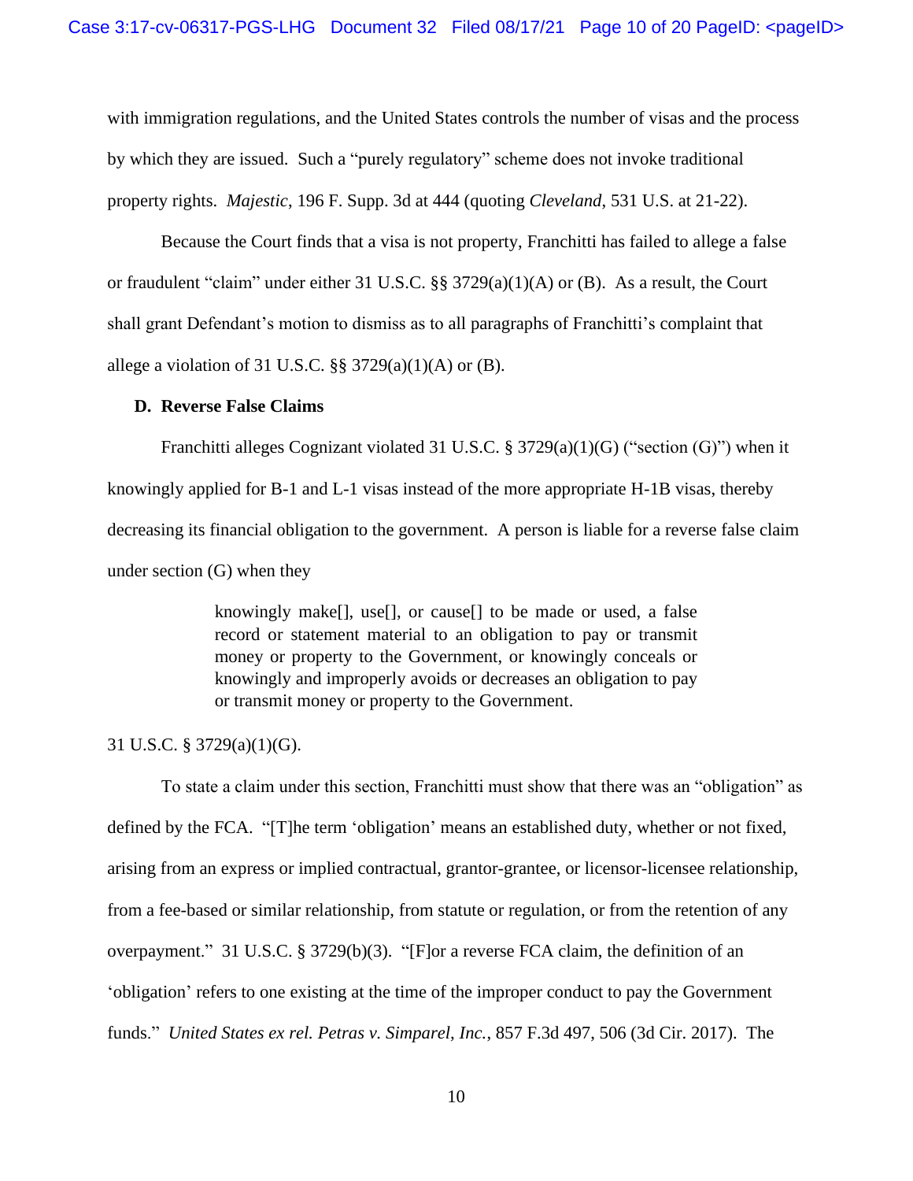with immigration regulations, and the United States controls the number of visas and the process by which they are issued. Such a "purely regulatory" scheme does not invoke traditional property rights. *Majestic*, 196 F. Supp. 3d at 444 (quoting *Cleveland*, 531 U.S. at 21-22).

Because the Court finds that a visa is not property, Franchitti has failed to allege a false or fraudulent "claim" under either 31 U.S.C. §§ 3729(a)(1)(A) or (B). As a result, the Court shall grant Defendant's motion to dismiss as to all paragraphs of Franchitti's complaint that allege a violation of 31 U.S.C. §§ 3729(a)(1)(A) or (B).

### D. Reverse False Claims

Franchitti alleges Cognizant violated 31 U.S.C. § 3729(a)(1)(G) ("section (G)") when it knowingly applied for B-1 and L-1 visas instead of the more appropriate H-1B visas, thereby decreasing its financial obligation to the government. A person is liable for a reverse false claim under section (G) when they

> knowingly make[], use[], or cause[] to be made or used, a false record or statement material to an obligation to pay or transmit money or property to the Government, or knowingly conceals or knowingly and improperly avoids or decreases an obligation to pay or transmit money or property to the Government.

31 U.S.C. § 3729(a)(1)(G).

To state a claim under this section, Franchitti must show that there was an "obligation" as defined by the FCA. "[T]he term 'obligation' means an established duty, whether or not fixed, arising from an express or implied contractual, grantor-grantee, or licensor-licensee relationship, from a fee-based or similar relationship, from statute or regulation, or from the retention of any overpayment." 31 U.S.C. § 3729(b)(3). "[F]or a reverse FCA claim, the definition of an 'obligation' refers to one existing at the time of the improper conduct to pay the Government funds." *United States ex rel. Petras v. Simparel, Inc.*, 857 F.3d 497, 506 (3d Cir. 2017). The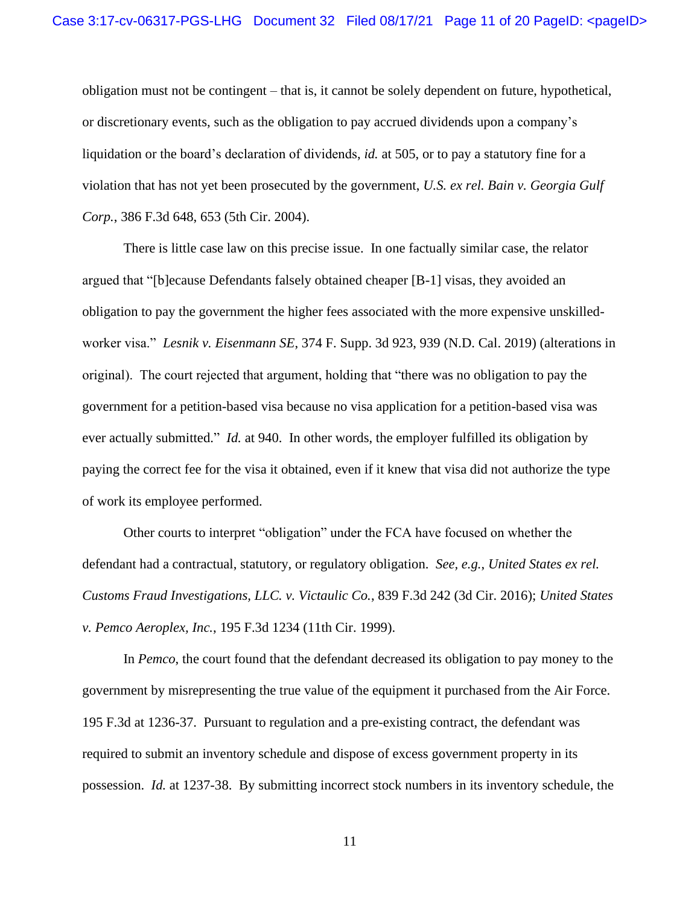obligation must not be contingent – that is, it cannot be solely dependent on future, hypothetical, or discretionary events, such as the obligation to pay accrued dividends upon a company's liquidation or the board's declaration of dividends, *id.* at 505, or to pay a statutory fine for a violation that has not yet been prosecuted by the government, *U.S. ex rel. Bain v. Georgia Gulf Corp.*, 386 F.3d 648, 653 (5th Cir. 2004).

There is little case law on this precise issue. In one factually similar case, the relator argued that "[b]ecause Defendants falsely obtained cheaper [B-1] visas, they avoided an obligation to pay the government the higher fees associated with the more expensive unskilled-worker visa." *Lesnik v. Eisenmann SE*, 374 F. Supp. 3d 923, 939 (N.D. Cal. 2019) (alterations in original). The court rejected that argument, holding that "there was no obligation to pay the government for a petition-based visa because no visa application for a petition-based visa was ever actually submitted." *Id.* at 940. In other words, the employer fulfilled its obligation by paying the correct fee for the visa it obtained, even if it knew that visa did not authorize the type of work its employee performed.

Other courts to interpret "obligation" under the FCA have focused on whether the defendant had a contractual, statutory, or regulatory obligation. *See, e.g.*, *United States ex rel. Customs Fraud Investigations, LLC. v. Victaulic Co.*, 839 F.3d 242 (3d Cir. 2016); *United States v. Pemco Aeroplex, Inc.*, 195 F.3d 1234 (11th Cir. 1999).

In *Pemco*, the court found that the defendant decreased its obligation to pay money to the government by misrepresenting the true value of the equipment it purchased from the Air Force. 195 F.3d at 1236-37. Pursuant to regulation and a pre-existing contract, the defendant was required to submit an inventory schedule and dispose of excess government property in its possession. *Id.* at 1237-38. By submitting incorrect stock numbers in its inventory schedule, the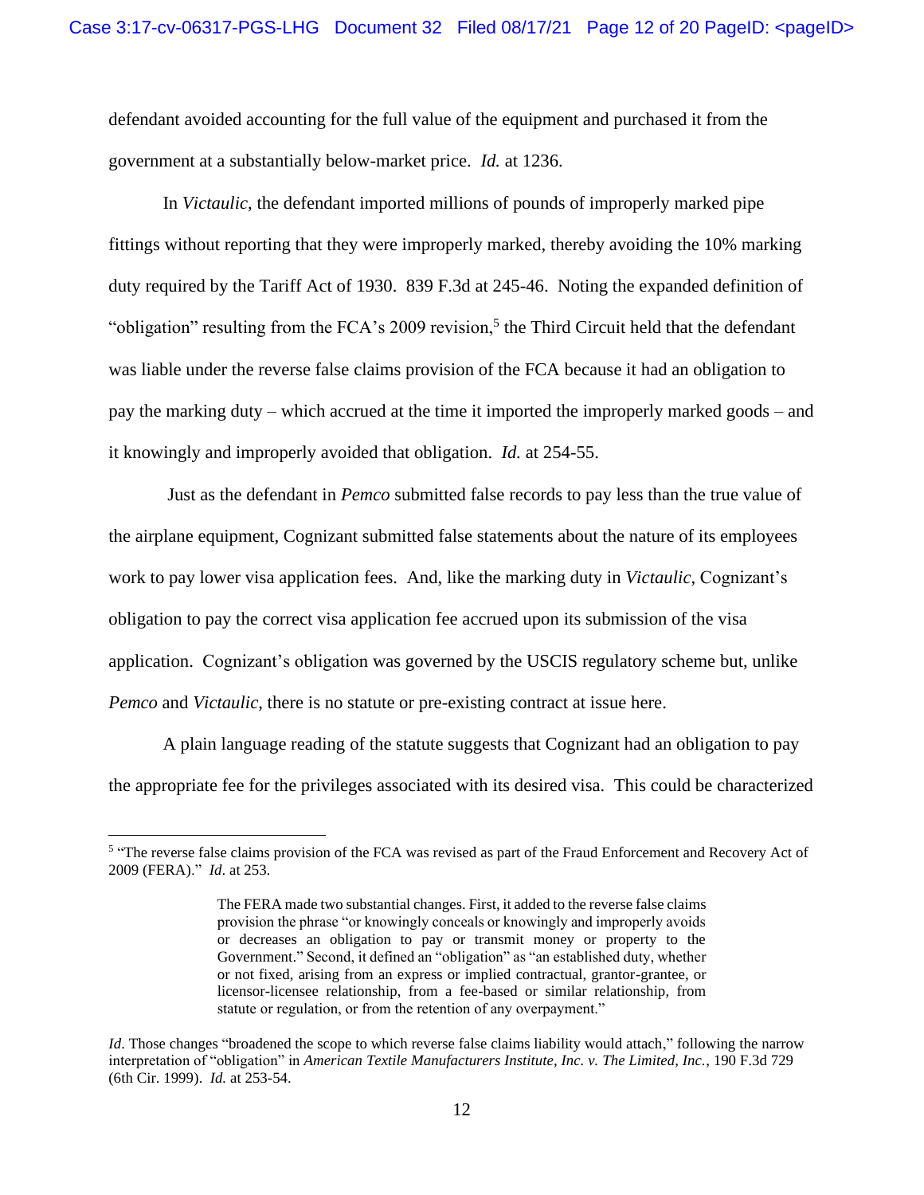defendant avoided accounting for the full value of the equipment and purchased it from the government at a substantially below-market price. *Id.* at 1236.

In *Victaulic*, the defendant imported millions of pounds of improperly marked pipe fittings without reporting that they were improperly marked, thereby avoiding the 10% marking duty required by the Tariff Act of 1930. 839 F.3d at 245-46. Noting the expanded definition of "obligation" resulting from the FCA's 2009 revision,[5] the Third Circuit held that the defendant was liable under the reverse false claims provision of the FCA because it had an obligation to pay the marking duty – which accrued at the time it imported the improperly marked goods – and it knowingly and improperly avoided that obligation. *Id.* at 254-55.

Just as the defendant in *Pemco* submitted false records to pay less than the true value of the airplane equipment, Cognizant submitted false statements about the nature of its employees work to pay lower visa application fees. And, like the marking duty in *Victaulic*, Cognizant's obligation to pay the correct visa application fee accrued upon its submission of the visa application. Cognizant's obligation was governed by the USCIS regulatory scheme but, unlike *Pemco* and *Victaulic*, there is no statute or pre-existing contract at issue here.

A plain language reading of the statute suggests that Cognizant had an obligation to pay the appropriate fee for the privileges associated with its desired visa. This could be characterized

---

[5] "The reverse false claims provision of the FCA was revised as part of the Fraud Enforcement and Recovery Act of 2009 (FERA)." *Id*. at 253.

> The FERA made two substantial changes. First, it added to the reverse false claims provision the phrase "or knowingly conceals or knowingly and improperly avoids or decreases an obligation to pay or transmit money or property to the Government." Second, it defined an "obligation" as "an established duty, whether or not fixed, arising from an express or implied contractual, grantor-grantee, or licensor-licensee relationship, from a fee-based or similar relationship, from statute or regulation, or from the retention of any overpayment."

*Id*. Those changes "broadened the scope to which reverse false claims liability would attach," following the narrow interpretation of "obligation" in *American Textile Manufacturers Institute, Inc. v. The Limited, Inc.*, 190 F.3d 729 (6th Cir. 1999). *Id.* at 253-54.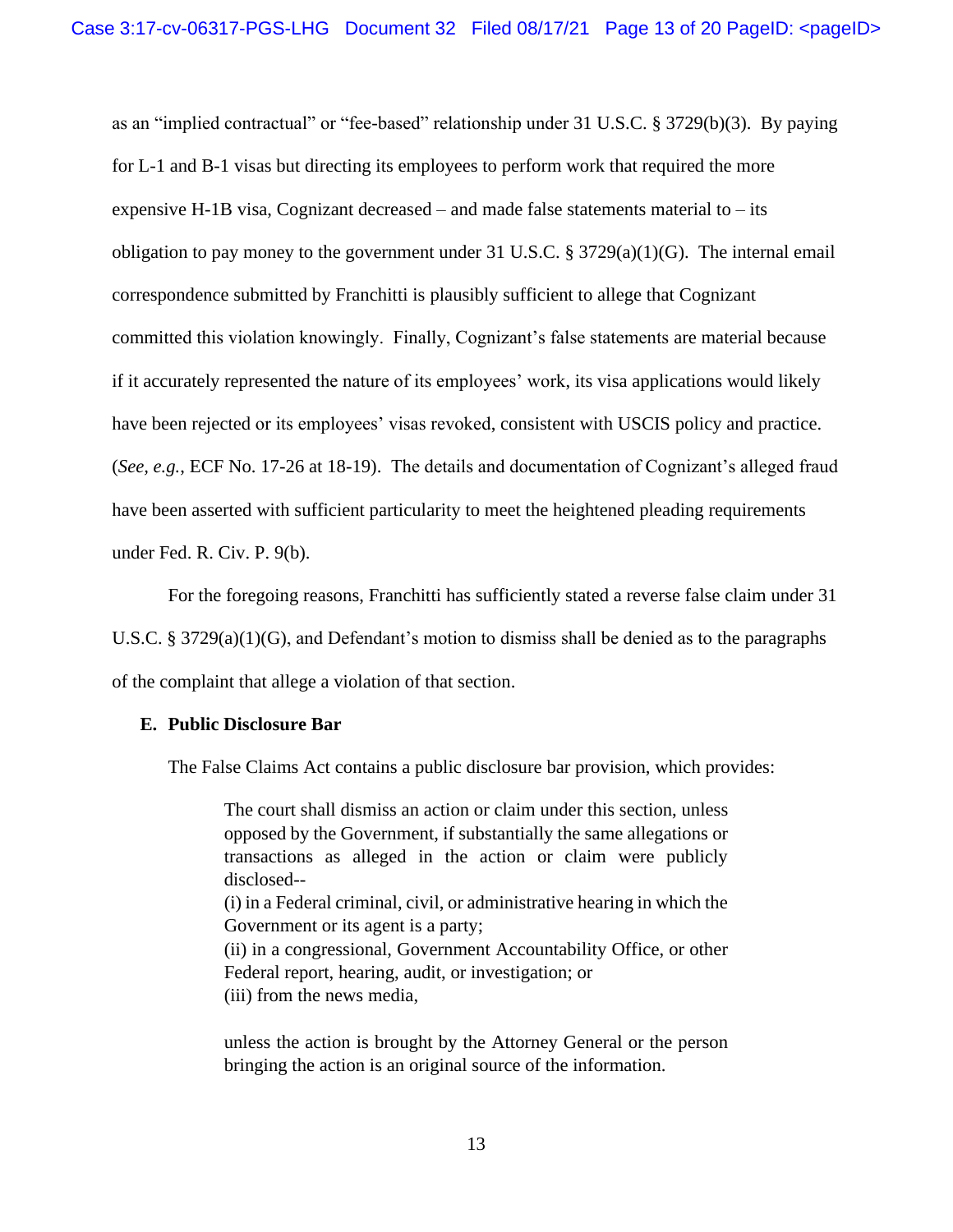as an "implied contractual" or "fee-based" relationship under 31 U.S.C. § 3729(b)(3). By paying for L-1 and B-1 visas but directing its employees to perform work that required the more expensive H-1B visa, Cognizant decreased – and made false statements material to – its obligation to pay money to the government under 31 U.S.C. § 3729(a)(1)(G). The internal email correspondence submitted by Franchitti is plausibly sufficient to allege that Cognizant committed this violation knowingly. Finally, Cognizant's false statements are material because if it accurately represented the nature of its employees' work, its visa applications would likely have been rejected or its employees' visas revoked, consistent with USCIS policy and practice. (*See, e.g.*, ECF No. 17-26 at 18-19). The details and documentation of Cognizant's alleged fraud have been asserted with sufficient particularity to meet the heightened pleading requirements under Fed. R. Civ. P. 9(b).

For the foregoing reasons, Franchitti has sufficiently stated a reverse false claim under 31 U.S.C. § 3729(a)(1)(G), and Defendant's motion to dismiss shall be denied as to the paragraphs of the complaint that allege a violation of that section.

### E. Public Disclosure Bar

The False Claims Act contains a public disclosure bar provision, which provides:

> The court shall dismiss an action or claim under this section, unless opposed by the Government, if substantially the same allegations or transactions as alleged in the action or claim were publicly disclosed--
> (i) in a Federal criminal, civil, or administrative hearing in which the Government or its agent is a party;
> (ii) in a congressional, Government Accountability Office, or other Federal report, hearing, audit, or investigation; or
> (iii) from the news media,
>
> unless the action is brought by the Attorney General or the person bringing the action is an original source of the information.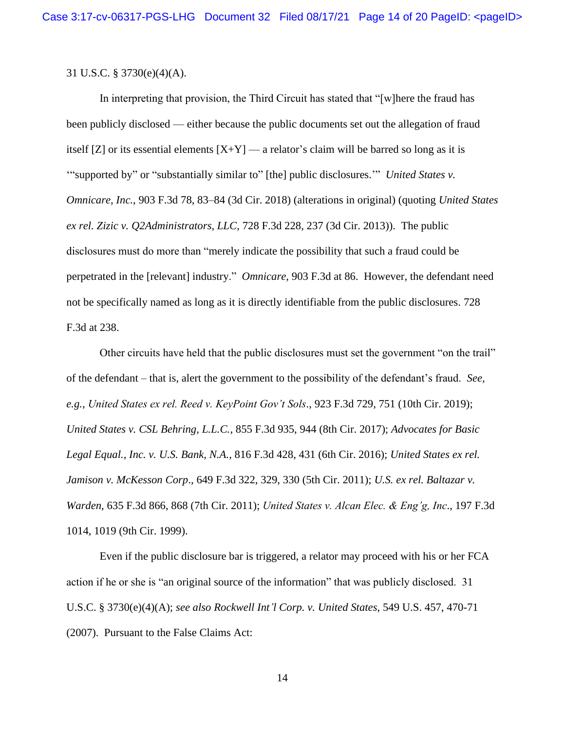31 U.S.C. § 3730(e)(4)(A).

In interpreting that provision, the Third Circuit has stated that "[w]here the fraud has been publicly disclosed — either because the public documents set out the allegation of fraud itself [Z] or its essential elements [X+Y] — a relator's claim will be barred so long as it is '"supported by" or "substantially similar to" [the] public disclosures.'" *United States v. Omnicare, Inc.*, 903 F.3d 78, 83–84 (3d Cir. 2018) (alterations in original) (quoting *United States ex rel. Zizic v. Q2Administrators, LLC*, 728 F.3d 228, 237 (3d Cir. 2013)). The public disclosures must do more than "merely indicate the possibility that such a fraud could be perpetrated in the [relevant] industry." *Omnicare*, 903 F.3d at 86. However, the defendant need not be specifically named as long as it is directly identifiable from the public disclosures. 728 F.3d at 238.

Other circuits have held that the public disclosures must set the government "on the trail" of the defendant – that is, alert the government to the possibility of the defendant's fraud. *See, e.g.*, *United States ex rel. Reed v. KeyPoint Gov't Sols*., 923 F.3d 729, 751 (10th Cir. 2019); *United States v. CSL Behring, L.L.C.*, 855 F.3d 935, 944 (8th Cir. 2017); *Advocates for Basic Legal Equal., Inc. v. U.S. Bank, N.A.*, 816 F.3d 428, 431 (6th Cir. 2016); *United States ex rel. Jamison v. McKesson Corp*., 649 F.3d 322, 329, 330 (5th Cir. 2011); *U.S. ex rel. Baltazar v. Warden*, 635 F.3d 866, 868 (7th Cir. 2011); *United States v. Alcan Elec. & Eng'g, Inc*., 197 F.3d 1014, 1019 (9th Cir. 1999).

Even if the public disclosure bar is triggered, a relator may proceed with his or her FCA action if he or she is "an original source of the information" that was publicly disclosed. 31 U.S.C. § 3730(e)(4)(A); *see also Rockwell Int'l Corp. v. United States*, 549 U.S. 457, 470-71 (2007). Pursuant to the False Claims Act: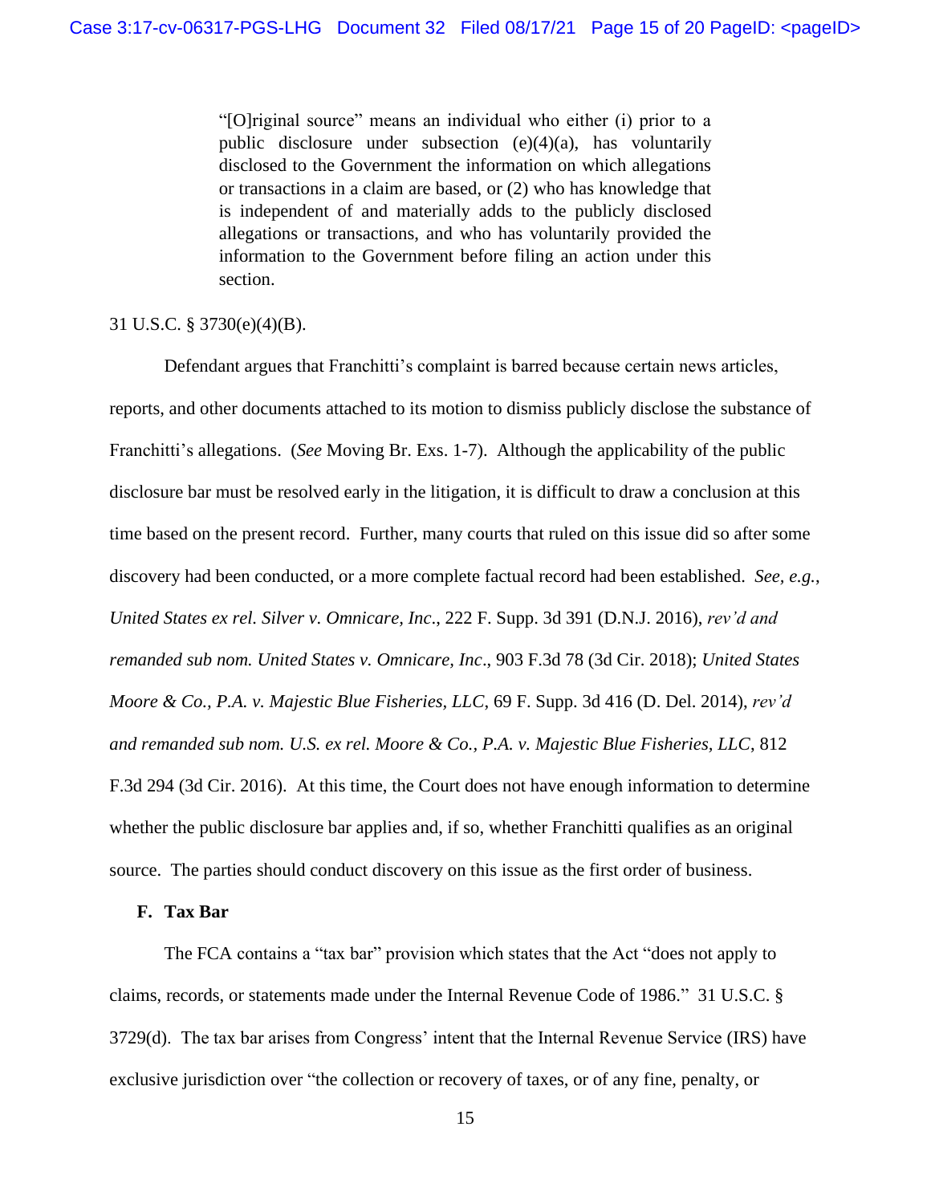> "[O]riginal source" means an individual who either (i) prior to a public disclosure under subsection (e)(4)(a), has voluntarily disclosed to the Government the information on which allegations or transactions in a claim are based, or (2) who has knowledge that is independent of and materially adds to the publicly disclosed allegations or transactions, and who has voluntarily provided the information to the Government before filing an action under this section.

31 U.S.C. § 3730(e)(4)(B).

Defendant argues that Franchitti's complaint is barred because certain news articles, reports, and other documents attached to its motion to dismiss publicly disclose the substance of Franchitti's allegations. (*See* Moving Br. Exs. 1-7). Although the applicability of the public disclosure bar must be resolved early in the litigation, it is difficult to draw a conclusion at this time based on the present record. Further, many courts that ruled on this issue did so after some discovery had been conducted, or a more complete factual record had been established. *See, e.g.*, *United States ex rel. Silver v. Omnicare, Inc*., 222 F. Supp. 3d 391 (D.N.J. 2016), *rev'd and remanded sub nom. United States v. Omnicare, Inc*., 903 F.3d 78 (3d Cir. 2018); *United States Moore & Co., P.A. v. Majestic Blue Fisheries, LLC*, 69 F. Supp. 3d 416 (D. Del. 2014), *rev'd and remanded sub nom. U.S. ex rel. Moore & Co., P.A. v. Majestic Blue Fisheries, LLC*, 812 F.3d 294 (3d Cir. 2016). At this time, the Court does not have enough information to determine whether the public disclosure bar applies and, if so, whether Franchitti qualifies as an original source. The parties should conduct discovery on this issue as the first order of business.

**F. Tax Bar**

The FCA contains a "tax bar" provision which states that the Act "does not apply to claims, records, or statements made under the Internal Revenue Code of 1986." 31 U.S.C. § 3729(d). The tax bar arises from Congress' intent that the Internal Revenue Service (IRS) have exclusive jurisdiction over "the collection or recovery of taxes, or of any fine, penalty, or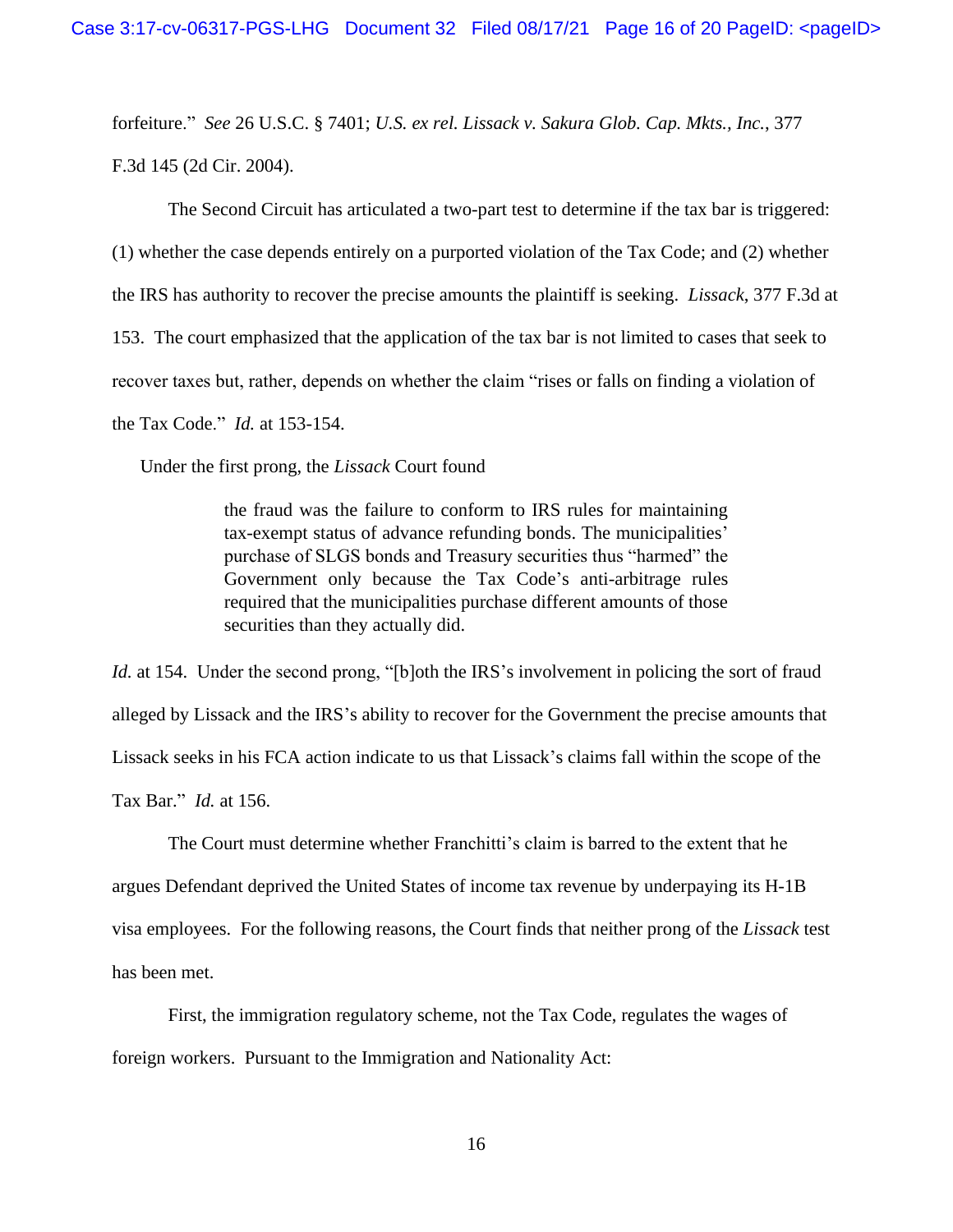forfeiture." *See* 26 U.S.C. § 7401; *U.S. ex rel. Lissack v. Sakura Glob. Cap. Mkts., Inc.*, 377 F.3d 145 (2d Cir. 2004).

The Second Circuit has articulated a two-part test to determine if the tax bar is triggered: (1) whether the case depends entirely on a purported violation of the Tax Code; and (2) whether the IRS has authority to recover the precise amounts the plaintiff is seeking. *Lissack*, 377 F.3d at 153. The court emphasized that the application of the tax bar is not limited to cases that seek to recover taxes but, rather, depends on whether the claim "rises or falls on finding a violation of the Tax Code." *Id.* at 153-154.

Under the first prong, the *Lissack* Court found

> the fraud was the failure to conform to IRS rules for maintaining tax-exempt status of advance refunding bonds. The municipalities' purchase of SLGS bonds and Treasury securities thus "harmed" the Government only because the Tax Code's anti-arbitrage rules required that the municipalities purchase different amounts of those securities than they actually did.

*Id.* at 154. Under the second prong, "[b]oth the IRS's involvement in policing the sort of fraud alleged by Lissack and the IRS's ability to recover for the Government the precise amounts that Lissack seeks in his FCA action indicate to us that Lissack's claims fall within the scope of the Tax Bar." *Id.* at 156.

The Court must determine whether Franchitti's claim is barred to the extent that he argues Defendant deprived the United States of income tax revenue by underpaying its H-1B visa employees. For the following reasons, the Court finds that neither prong of the *Lissack* test has been met.

First, the immigration regulatory scheme, not the Tax Code, regulates the wages of foreign workers. Pursuant to the Immigration and Nationality Act: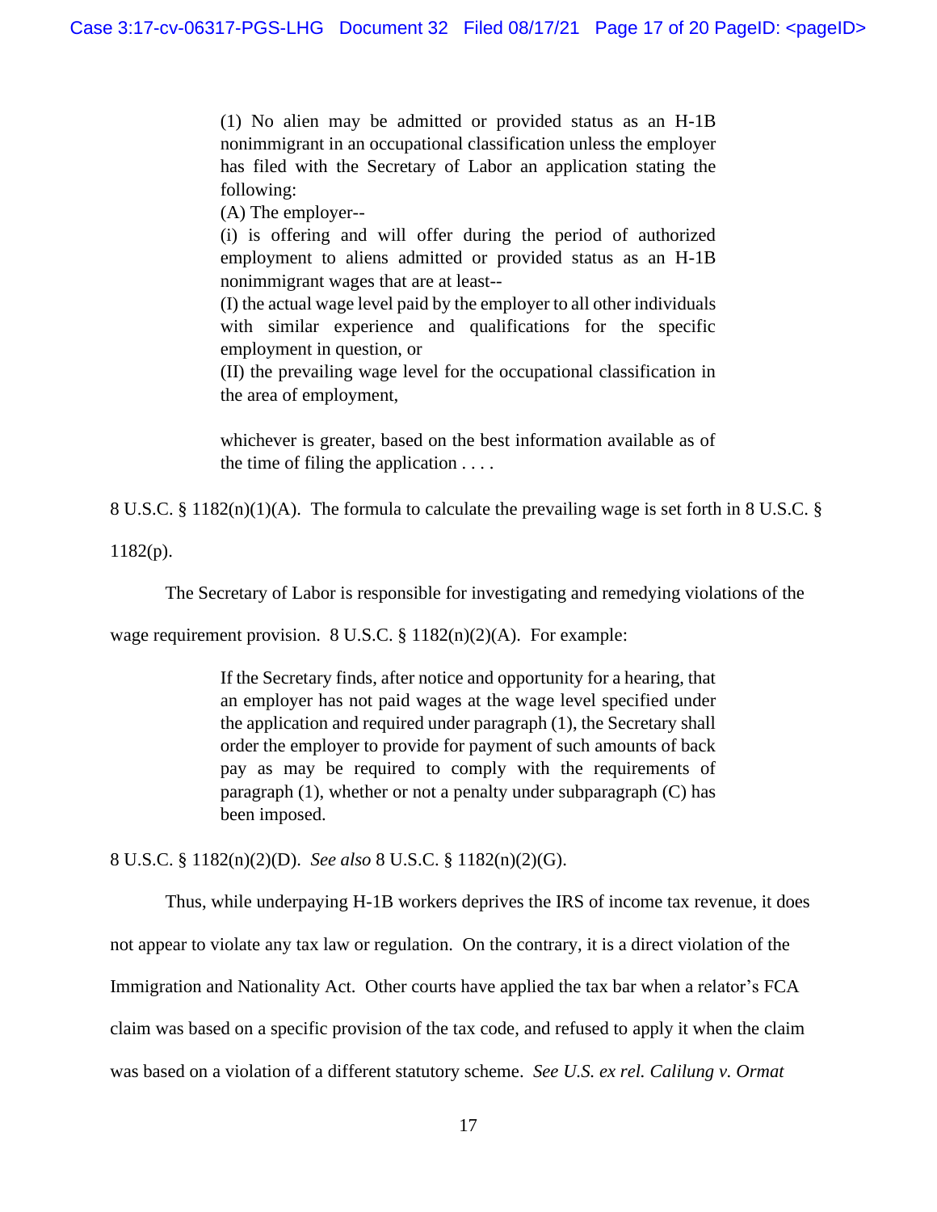> (1) No alien may be admitted or provided status as an H-1B nonimmigrant in an occupational classification unless the employer has filed with the Secretary of Labor an application stating the following:
> (A) The employer--
> (i) is offering and will offer during the period of authorized employment to aliens admitted or provided status as an H-1B nonimmigrant wages that are at least--
> (I) the actual wage level paid by the employer to all other individuals with similar experience and qualifications for the specific employment in question, or
> (II) the prevailing wage level for the occupational classification in the area of employment,
>
> whichever is greater, based on the best information available as of the time of filing the application . . . .

8 U.S.C. § 1182(n)(1)(A). The formula to calculate the prevailing wage is set forth in 8 U.S.C. § 1182(p).

The Secretary of Labor is responsible for investigating and remedying violations of the wage requirement provision. 8 U.S.C. § 1182(n)(2)(A). For example:

> If the Secretary finds, after notice and opportunity for a hearing, that an employer has not paid wages at the wage level specified under the application and required under paragraph (1), the Secretary shall order the employer to provide for payment of such amounts of back pay as may be required to comply with the requirements of paragraph (1), whether or not a penalty under subparagraph (C) has been imposed.

8 U.S.C. § 1182(n)(2)(D). *See also* 8 U.S.C. § 1182(n)(2)(G).

Thus, while underpaying H-1B workers deprives the IRS of income tax revenue, it does not appear to violate any tax law or regulation. On the contrary, it is a direct violation of the Immigration and Nationality Act. Other courts have applied the tax bar when a relator's FCA claim was based on a specific provision of the tax code, and refused to apply it when the claim was based on a violation of a different statutory scheme. *See U.S. ex rel. Calilung v. Ormat*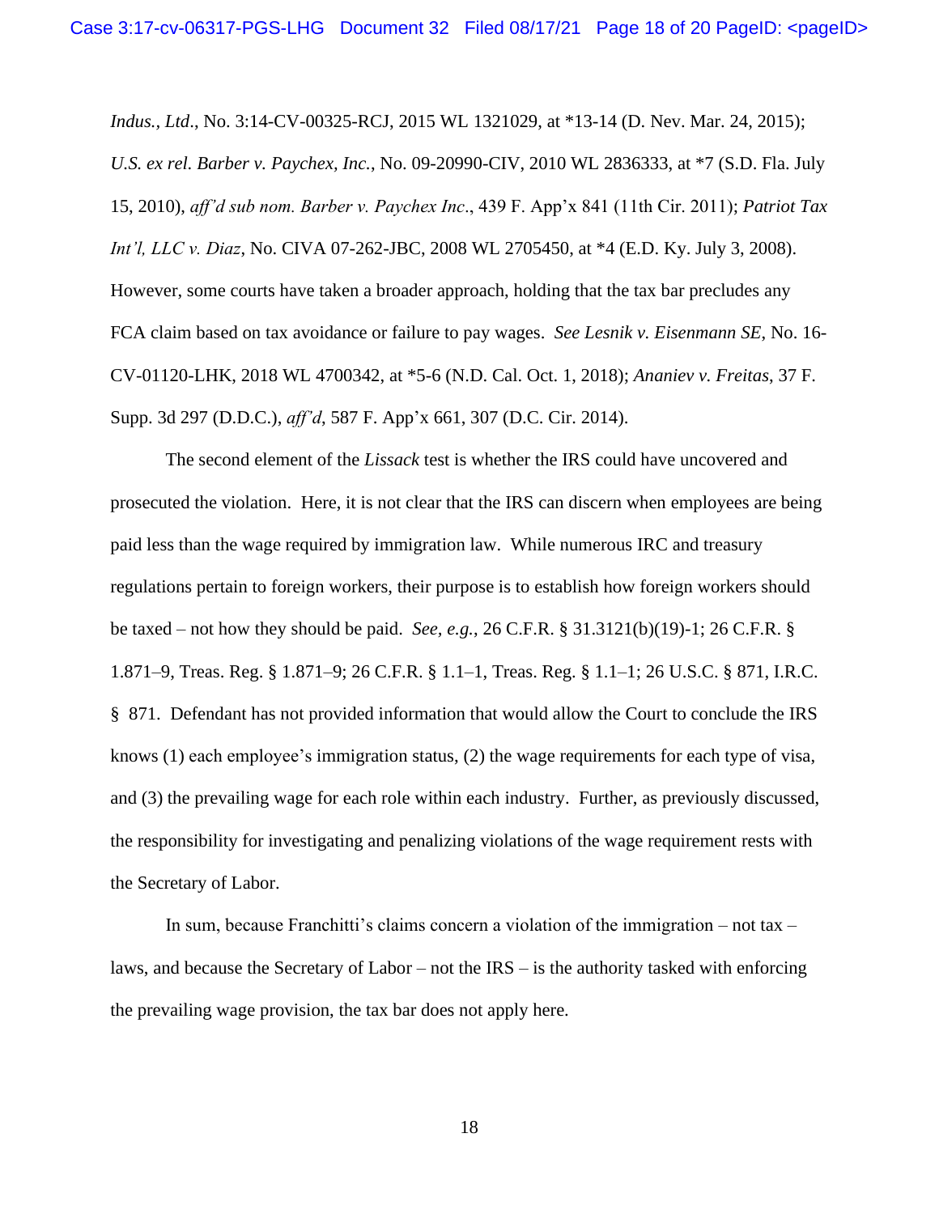*Indus., Ltd*., No. 3:14-CV-00325-RCJ, 2015 WL 1321029, at *13-14 (D. Nev. Mar. 24, 2015); *U.S. ex rel. Barber v. Paychex, Inc.*, No. 09-20990-CIV, 2010 WL 2836333, at *7 (S.D. Fla. July 15, 2010), *aff'd sub nom. Barber v. Paychex Inc*., 439 F. App'x 841 (11th Cir. 2011); *Patriot Tax Int'l, LLC v. Diaz*, No. CIVA 07-262-JBC, 2008 WL 2705450, at *4 (E.D. Ky. July 3, 2008). However, some courts have taken a broader approach, holding that the tax bar precludes any FCA claim based on tax avoidance or failure to pay wages. *See Lesnik v. Eisenmann SE*, No. 16-CV-01120-LHK, 2018 WL 4700342, at *5-6 (N.D. Cal. Oct. 1, 2018); *Ananiev v. Freitas*, 37 F. Supp. 3d 297 (D.D.C.), *aff'd*, 587 F. App'x 661, 307 (D.C. Cir. 2014).

The second element of the *Lissack* test is whether the IRS could have uncovered and prosecuted the violation. Here, it is not clear that the IRS can discern when employees are being paid less than the wage required by immigration law. While numerous IRC and treasury regulations pertain to foreign workers, their purpose is to establish how foreign workers should be taxed – not how they should be paid. *See, e.g.,* 26 C.F.R. § 31.3121(b)(19)-1; 26 C.F.R. § 1.871–9, Treas. Reg. § 1.871–9; 26 C.F.R. § 1.1–1, Treas. Reg. § 1.1–1; 26 U.S.C. § 871, I.R.C. § 871. Defendant has not provided information that would allow the Court to conclude the IRS knows (1) each employee's immigration status, (2) the wage requirements for each type of visa, and (3) the prevailing wage for each role within each industry. Further, as previously discussed, the responsibility for investigating and penalizing violations of the wage requirement rests with the Secretary of Labor.

In sum, because Franchitti's claims concern a violation of the immigration – not tax – laws, and because the Secretary of Labor – not the IRS – is the authority tasked with enforcing the prevailing wage provision, the tax bar does not apply here.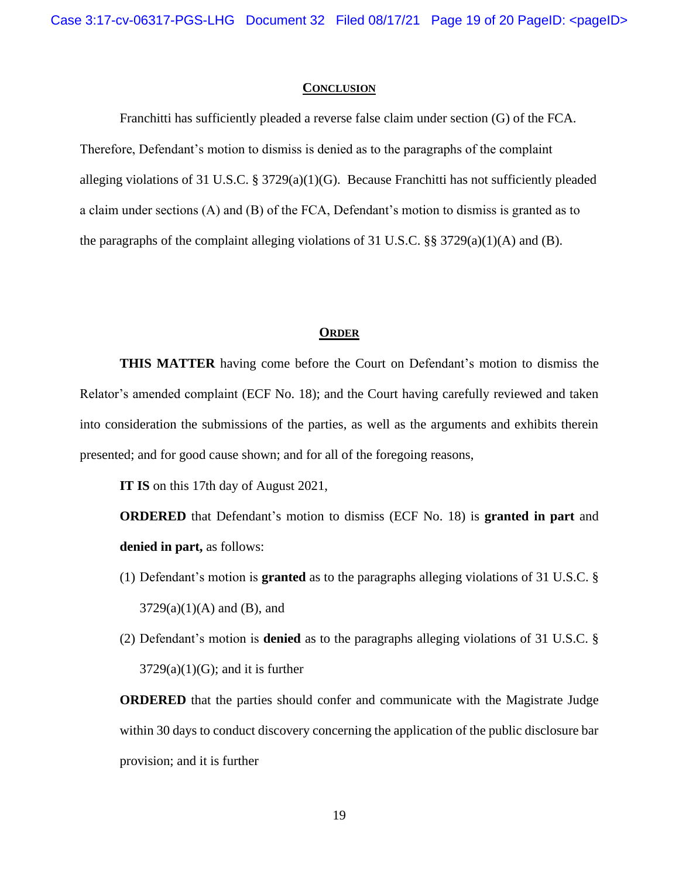## CONCLUSION

Franchitti has sufficiently pleaded a reverse false claim under section (G) of the FCA. Therefore, Defendant's motion to dismiss is denied as to the paragraphs of the complaint alleging violations of 31 U.S.C. § 3729(a)(1)(G). Because Franchitti has not sufficiently pleaded a claim under sections (A) and (B) of the FCA, Defendant's motion to dismiss is granted as to the paragraphs of the complaint alleging violations of 31 U.S.C. §§ 3729(a)(1)(A) and (B).

## ORDER

**THIS MATTER** having come before the Court on Defendant's motion to dismiss the Relator's amended complaint (ECF No. 18); and the Court having carefully reviewed and taken into consideration the submissions of the parties, as well as the arguments and exhibits therein presented; and for good cause shown; and for all of the foregoing reasons,

**IT IS** on this 17th day of August 2021,

**ORDERED** that Defendant's motion to dismiss (ECF No. 18) is **granted in part** and **denied in part,** as follows:

(1) Defendant's motion is **granted** as to the paragraphs alleging violations of 31 U.S.C. § 3729(a)(1)(A) and (B), and

(2) Defendant's motion is **denied** as to the paragraphs alleging violations of 31 U.S.C. § 3729(a)(1)(G); and it is further

**ORDERED** that the parties should confer and communicate with the Magistrate Judge within 30 days to conduct discovery concerning the application of the public disclosure bar provision; and it is further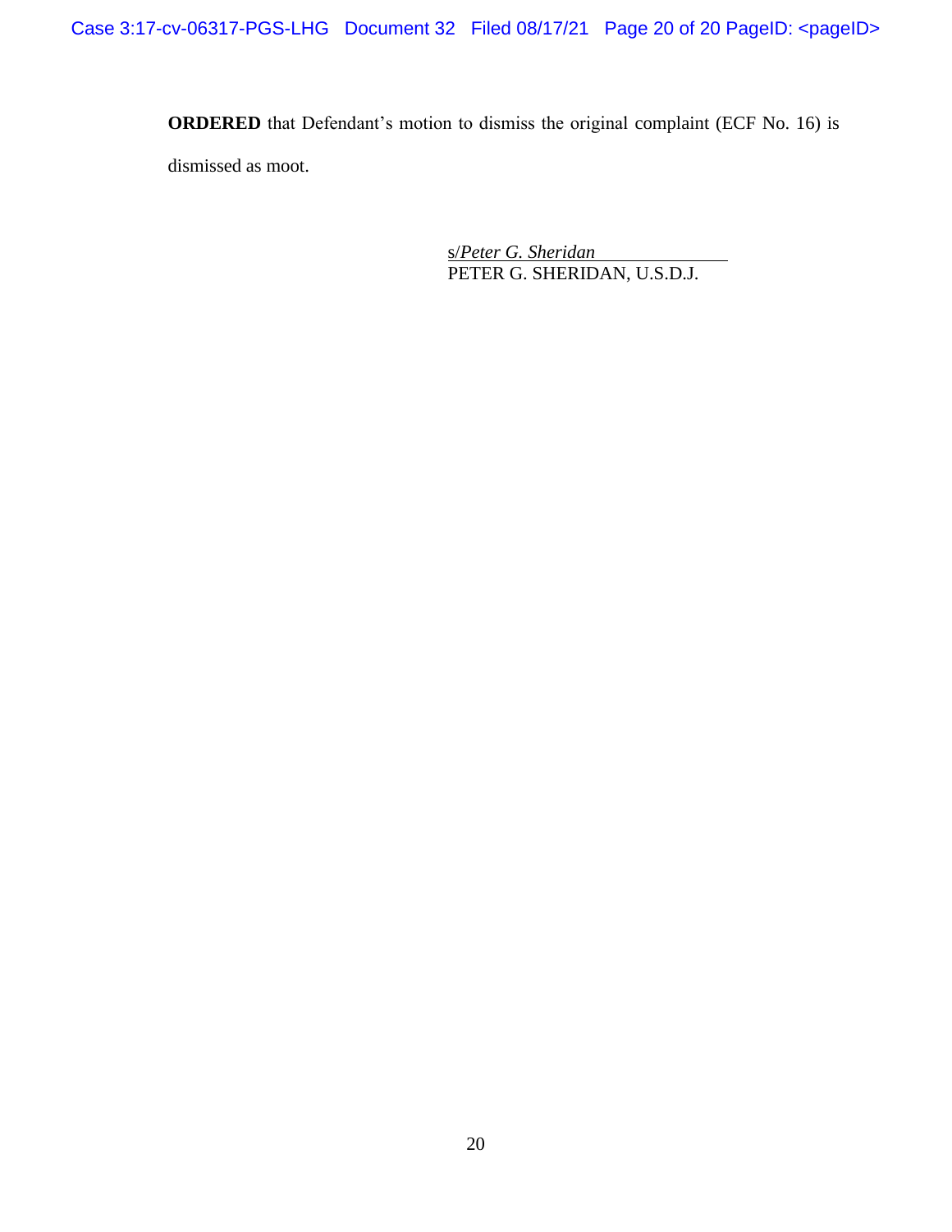**ORDERED** that Defendant's motion to dismiss the original complaint (ECF No. 16) is dismissed as moot.

s/*Peter G. Sheridan*
PETER G. SHERIDAN, U.S.D.J.